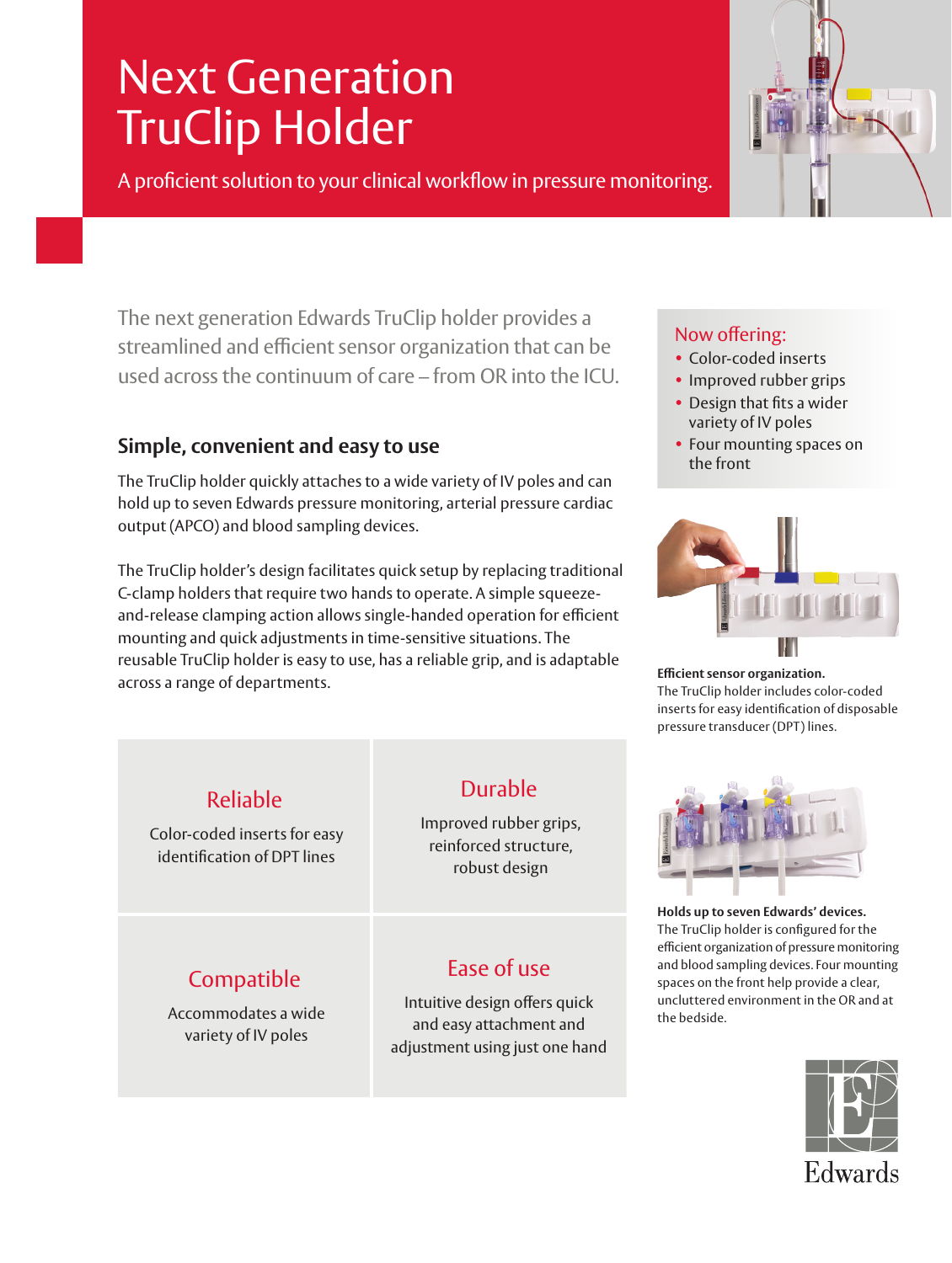# Next Generation TruClip Holder

A proficient solution to your clinical workflow in pressure monitoring.

The next generation Edwards TruClip holder provides a streamlined and efficient sensor organization that can be used across the continuum of care – from OR into the ICU.

## Simple, convenient and easy to use

The TruClip holder quickly attaches to a wide variety of IV poles and can hold up to seven Edwards pressure monitoring, arterial pressure cardiac output (APCO) and blood sampling devices.

The TruClip holder's design facilitates quick setup by replacing traditional C-clamp holders that require two hands to operate. A simple squeeze-and-release clamping action allows single-handed operation for efficient mounting and quick adjustments in time-sensitive situations. The reusable TruClip holder is easy to use, has a reliable grip, and is adaptable across a range of departments.

| Reliable | Durable |
|---|---|
| Color-coded inserts for easy identification of DPT lines | Improved rubber grips, reinforced structure, robust design |
| **Compatible** | **Ease of use** |
| Accommodates a wide variety of IV poles | Intuitive design offers quick and easy attachment and adjustment using just one hand |

### Now offering:

- Color-coded inserts
- Improved rubber grips
- Design that fits a wider variety of IV poles
- Four mounting spaces on the front

**Efficient sensor organization.**
The TruClip holder includes color-coded inserts for easy identification of disposable pressure transducer (DPT) lines.

**Holds up to seven Edwards' devices.**
The TruClip holder is configured for the efficient organization of pressure monitoring and blood sampling devices. Four mounting spaces on the front help provide a clear, uncluttered environment in the OR and at the bedside.

Edwards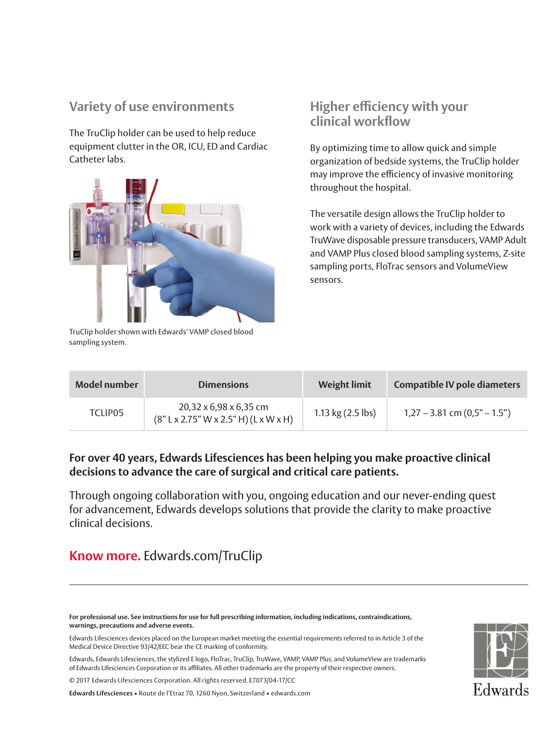## Variety of use environments

The TruClip holder can be used to help reduce equipment clutter in the OR, ICU, ED and Cardiac Catheter labs.

TruClip holder shown with Edwards' VAMP closed blood sampling system.

## Higher efficiency with your clinical workflow

By optimizing time to allow quick and simple organization of bedside systems, the TruClip holder may improve the efficiency of invasive monitoring throughout the hospital.

The versatile design allows the TruClip holder to work with a variety of devices, including the Edwards TruWave disposable pressure transducers, VAMP Adult and VAMP Plus closed blood sampling systems, Z-site sampling ports, FloTrac sensors and VolumeView sensors.

| Model number | Dimensions | Weight limit | Compatible IV pole diameters |
|---|---|---|---|
| TCLIP05 | 20,32 x 6,98 x 6,35 cm (8" L x 2.75" W x 2.5" H) (L x W x H) | 1.13 kg (2.5 lbs) | 1,27 – 3.81 cm (0,5" – 1.5") |

**For over 40 years, Edwards Lifesciences has been helping you make proactive clinical decisions to advance the care of surgical and critical care patients.**

Through ongoing collaboration with you, ongoing education and our never-ending quest for advancement, Edwards develops solutions that provide the clarity to make proactive clinical decisions.

**Know more.** Edwards.com/TruClip

---

**For professional use. See instructions for use for full prescribing information, including indications, contraindications, warnings, precautions and adverse events.**

Edwards Lifesciences devices placed on the European market meeting the essential requirements referred to in Article 3 of the Medical Device Directive 93/42/EEC bear the CE marking of conformity.

Edwards, Edwards Lifesciences, the stylized E logo, FloTrac, TruClip, TruWave, VAMP, VAMP Plus, and VolumeView are trademarks of Edwards Lifesciences Corporation or its affiliates. All other trademarks are the property of their respective owners.

© 2017 Edwards Lifesciences Corporation. All rights reserved. E7073/04-17/CC

**Edwards Lifesciences** • Route de l'Etraz 70, 1260 Nyon, Switzerland • edwards.com

Edwards